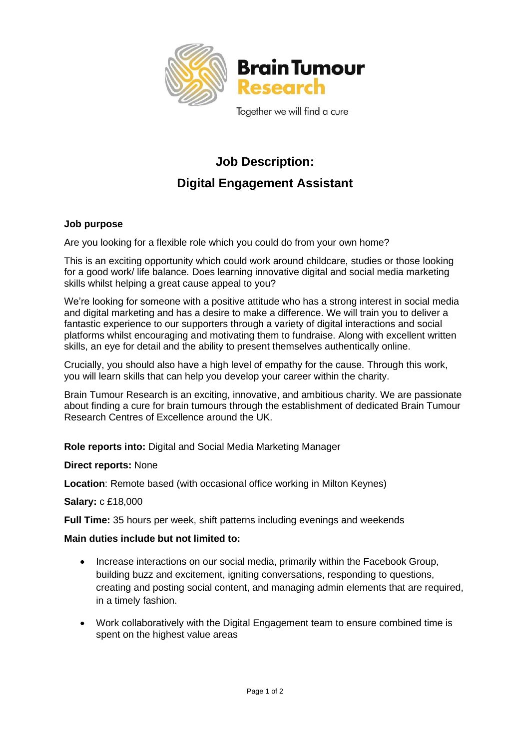Brain Tumour Research

Together we will find a cure

# Job Description:

# Digital Engagement Assistant

**Job purpose**

Are you looking for a flexible role which you could do from your own home?

This is an exciting opportunity which could work around childcare, studies or those looking for a good work/ life balance. Does learning innovative digital and social media marketing skills whilst helping a great cause appeal to you?

We're looking for someone with a positive attitude who has a strong interest in social media and digital marketing and has a desire to make a difference. We will train you to deliver a fantastic experience to our supporters through a variety of digital interactions and social platforms whilst encouraging and motivating them to fundraise. Along with excellent written skills, an eye for detail and the ability to present themselves authentically online.

Crucially, you should also have a high level of empathy for the cause. Through this work, you will learn skills that can help you develop your career within the charity.

Brain Tumour Research is an exciting, innovative, and ambitious charity. We are passionate about finding a cure for brain tumours through the establishment of dedicated Brain Tumour Research Centres of Excellence around the UK.

**Role reports into:** Digital and Social Media Marketing Manager

**Direct reports:** None

**Location**: Remote based (with occasional office working in Milton Keynes)

**Salary:** c £18,000

**Full Time:** 35 hours per week, shift patterns including evenings and weekends

**Main duties include but not limited to:**

- Increase interactions on our social media, primarily within the Facebook Group, building buzz and excitement, igniting conversations, responding to questions, creating and posting social content, and managing admin elements that are required, in a timely fashion.
- Work collaboratively with the Digital Engagement team to ensure combined time is spent on the highest value areas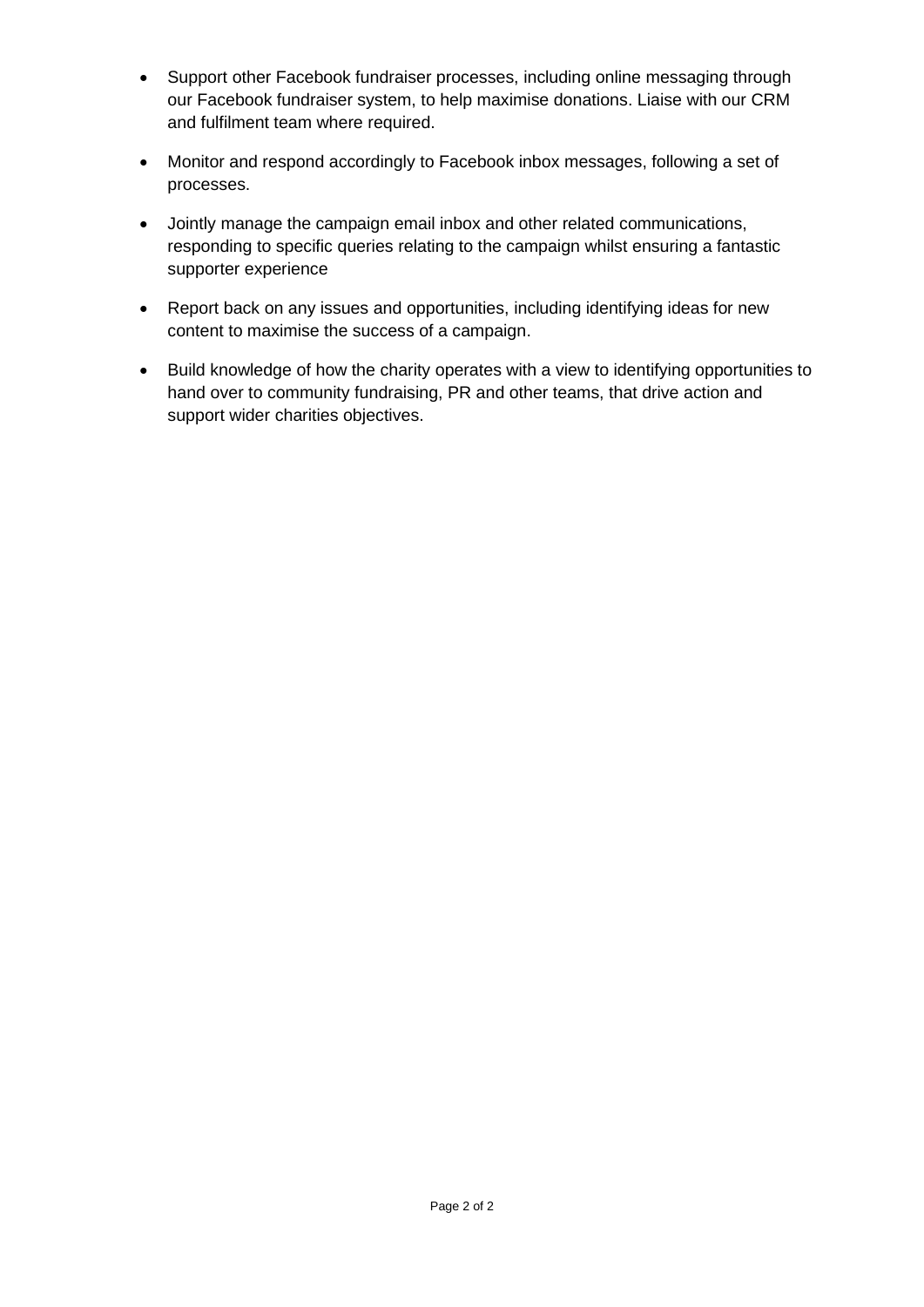- Support other Facebook fundraiser processes, including online messaging through our Facebook fundraiser system, to help maximise donations. Liaise with our CRM and fulfilment team where required.
- Monitor and respond accordingly to Facebook inbox messages, following a set of processes.
- Jointly manage the campaign email inbox and other related communications, responding to specific queries relating to the campaign whilst ensuring a fantastic supporter experience
- Report back on any issues and opportunities, including identifying ideas for new content to maximise the success of a campaign.
- Build knowledge of how the charity operates with a view to identifying opportunities to hand over to community fundraising, PR and other teams, that drive action and support wider charities objectives.